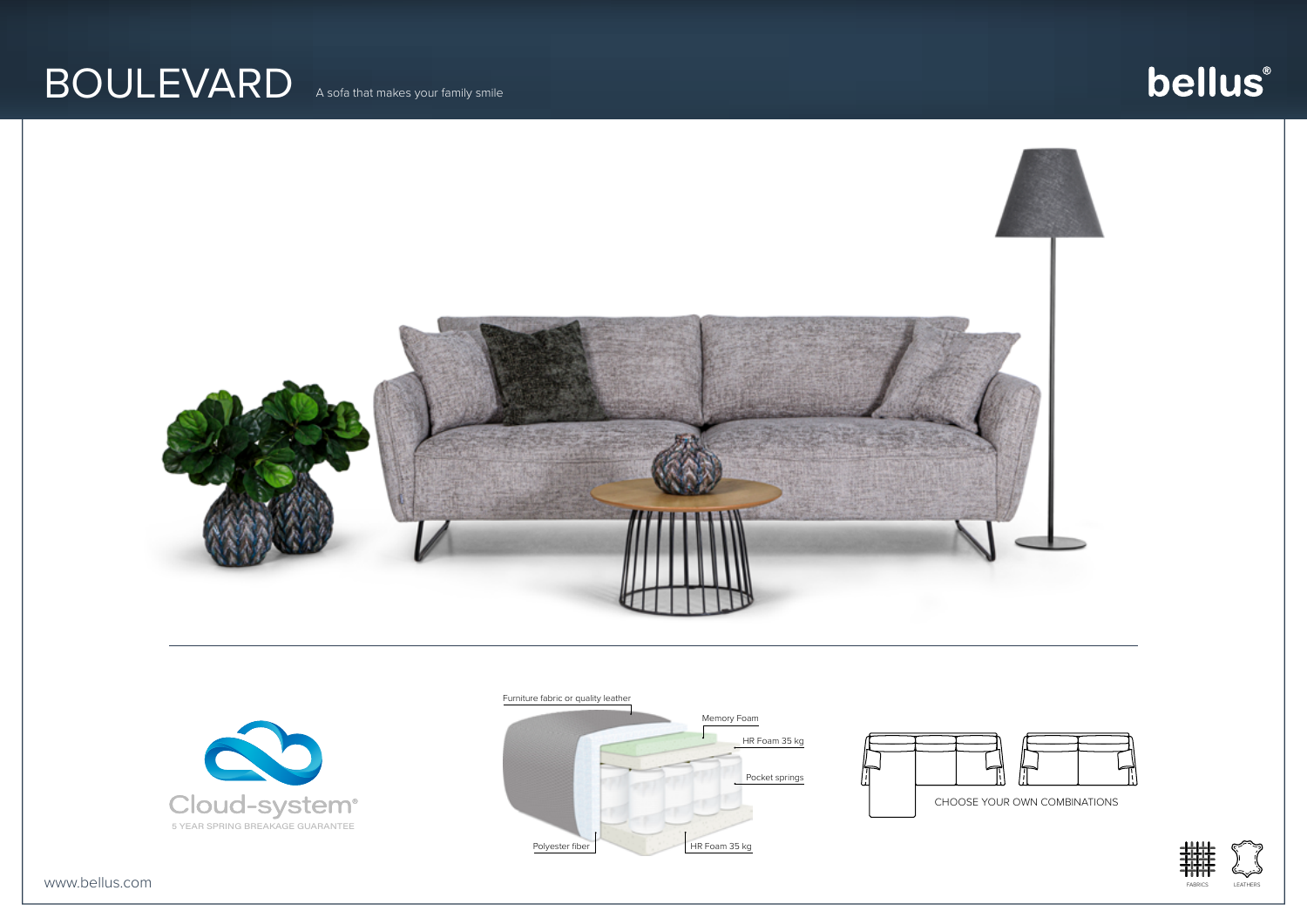# BOULEVARD

A sofa that makes your family smile

bellus®

Cloud-system®

5 YEAR SPRING BREAKAGE GUARANTEE

Furniture fabric or quality leather

Memory Foam

HR Foam 35 kg

Pocket springs

Polyester fiber

HR Foam 35 kg

CHOOSE YOUR OWN COMBINATIONS

FABRICS

LEATHERS

www.bellus.com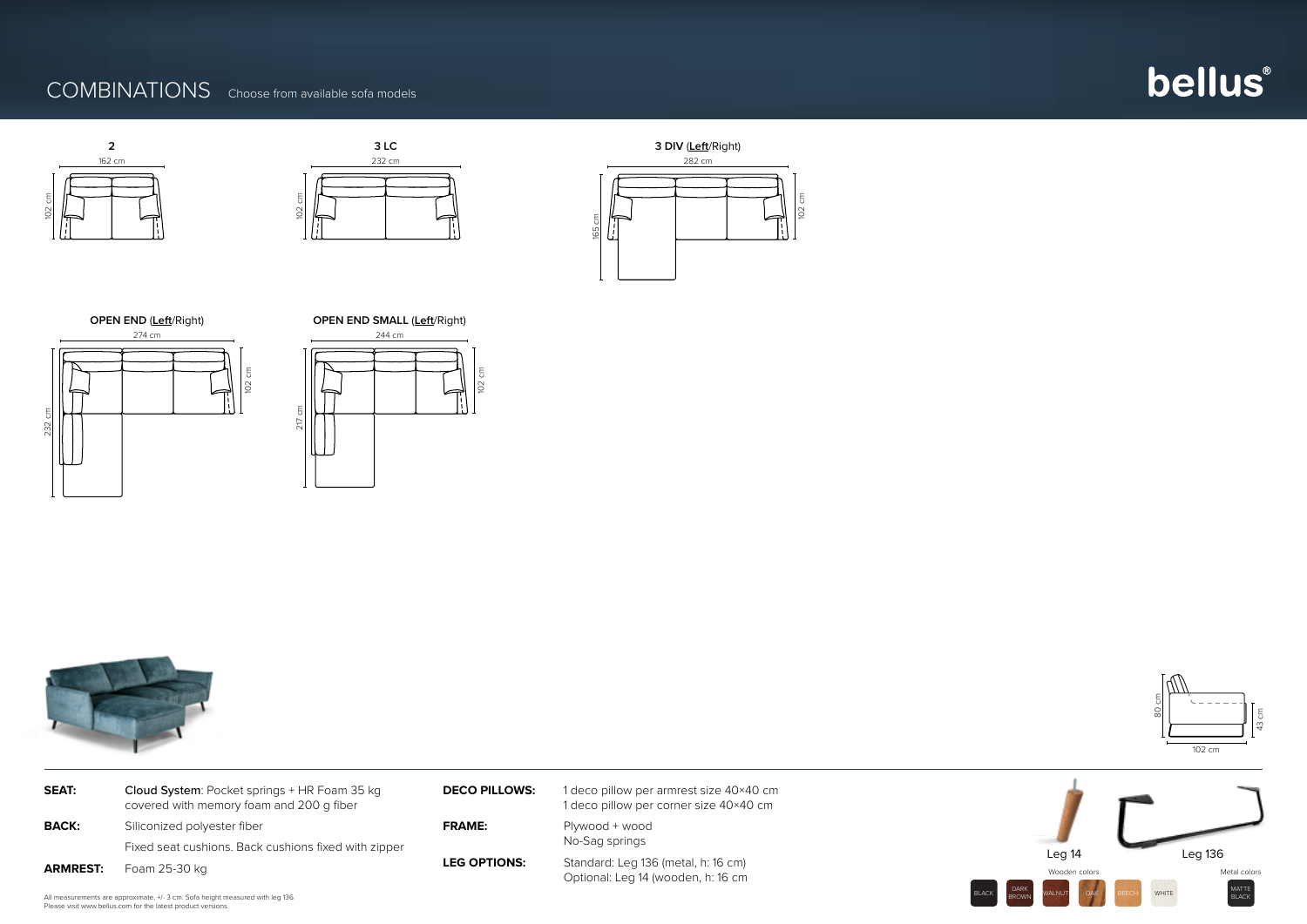# COMBINATIONS

Choose from available sofa models

bellus®

**2**
162 cm
102 cm

**3 LC**
232 cm
102 cm

**3 DIV** (Left/Right)
282 cm
165 cm
102 cm

**OPEN END** (Left/Right)
274 cm
232 cm
102 cm

**OPEN END SMALL** (Left/Right)
244 cm
217 cm
102 cm

80 cm
43 cm
102 cm

| | |
|---|---|
| **SEAT:** | **Cloud System**: Pocket springs + HR Foam 35 kg covered with memory foam and 200 g fiber |
| **BACK:** | Siliconized polyester fiber<br>Fixed seat cushions. Back cushions fixed with zipper |
| **ARMREST:** | Foam 25-30 kg |
| **DECO PILLOWS:** | 1 deco pillow per armrest size 40×40 cm<br>1 deco pillow per corner size 40×40 cm |
| **FRAME:** | Plywood + wood<br>No-Sag springs |
| **LEG OPTIONS:** | Standard: Leg 136 (metal, h: 16 cm)<br>Optional: Leg 14 (wooden, h: 16 cm) |

Leg 14
Leg 136

Wooden colors: BLACK, DARK BROWN, WALNUT, OAK, BEECH, WHITE

Metal colors: MATTE BLACK

All measurements are approximate, +/- 3 cm. Sofa height measured with leg 136.
Please visit www.bellus.com for the latest product versions.